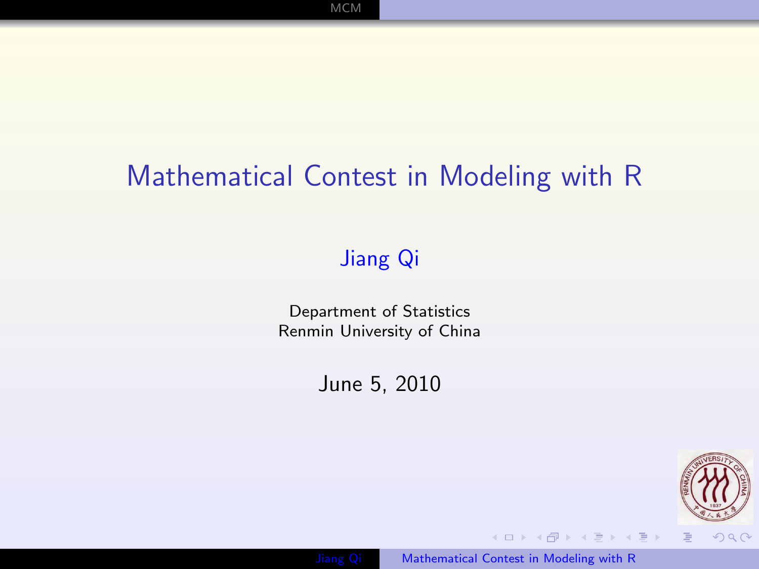# Mathematical Contest in Modeling with R

Jiang Qi

Department of Statistics
Renmin University of China

June 5, 2010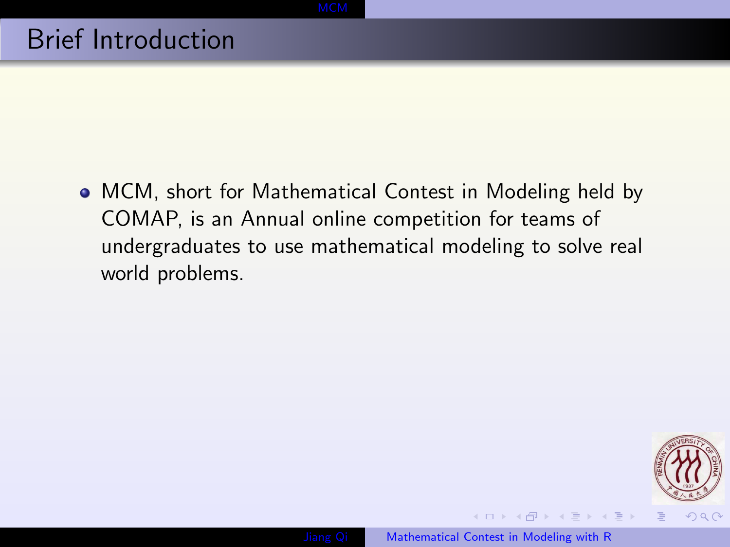# Brief Introduction

- MCM, short for Mathematical Contest in Modeling held by COMAP, is an Annual online competition for teams of undergraduates to use mathematical modeling to solve real world problems.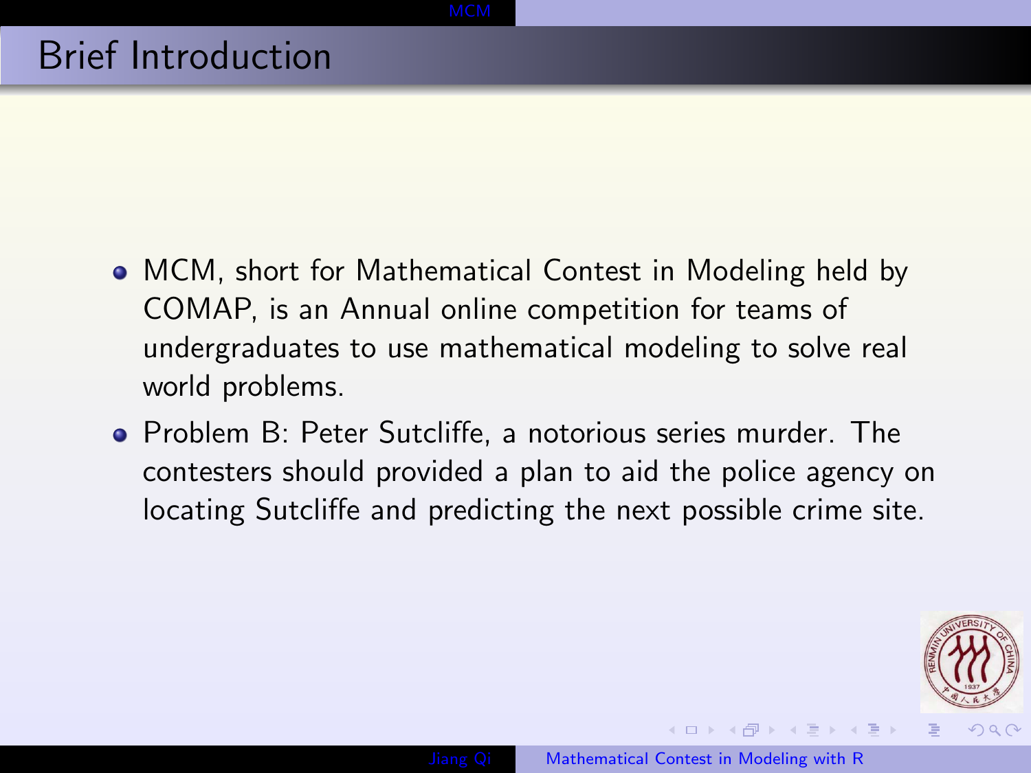# Brief Introduction

- MCM, short for Mathematical Contest in Modeling held by COMAP, is an Annual online competition for teams of undergraduates to use mathematical modeling to solve real world problems.
- Problem B: Peter Sutcliffe, a notorious series murder. The contesters should provided a plan to aid the police agency on locating Sutcliffe and predicting the next possible crime site.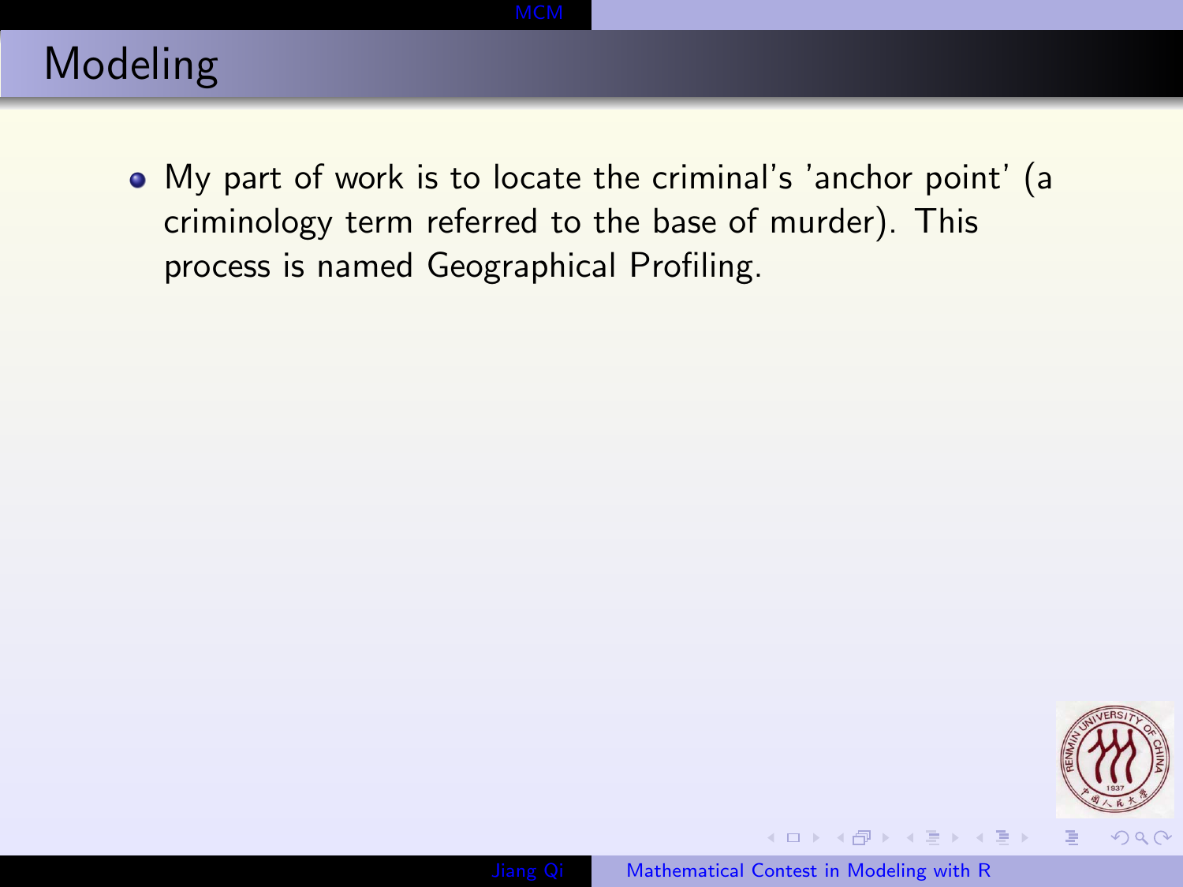# Modeling

- My part of work is to locate the criminal's 'anchor point' (a criminology term referred to the base of murder). This process is named Geographical Profiling.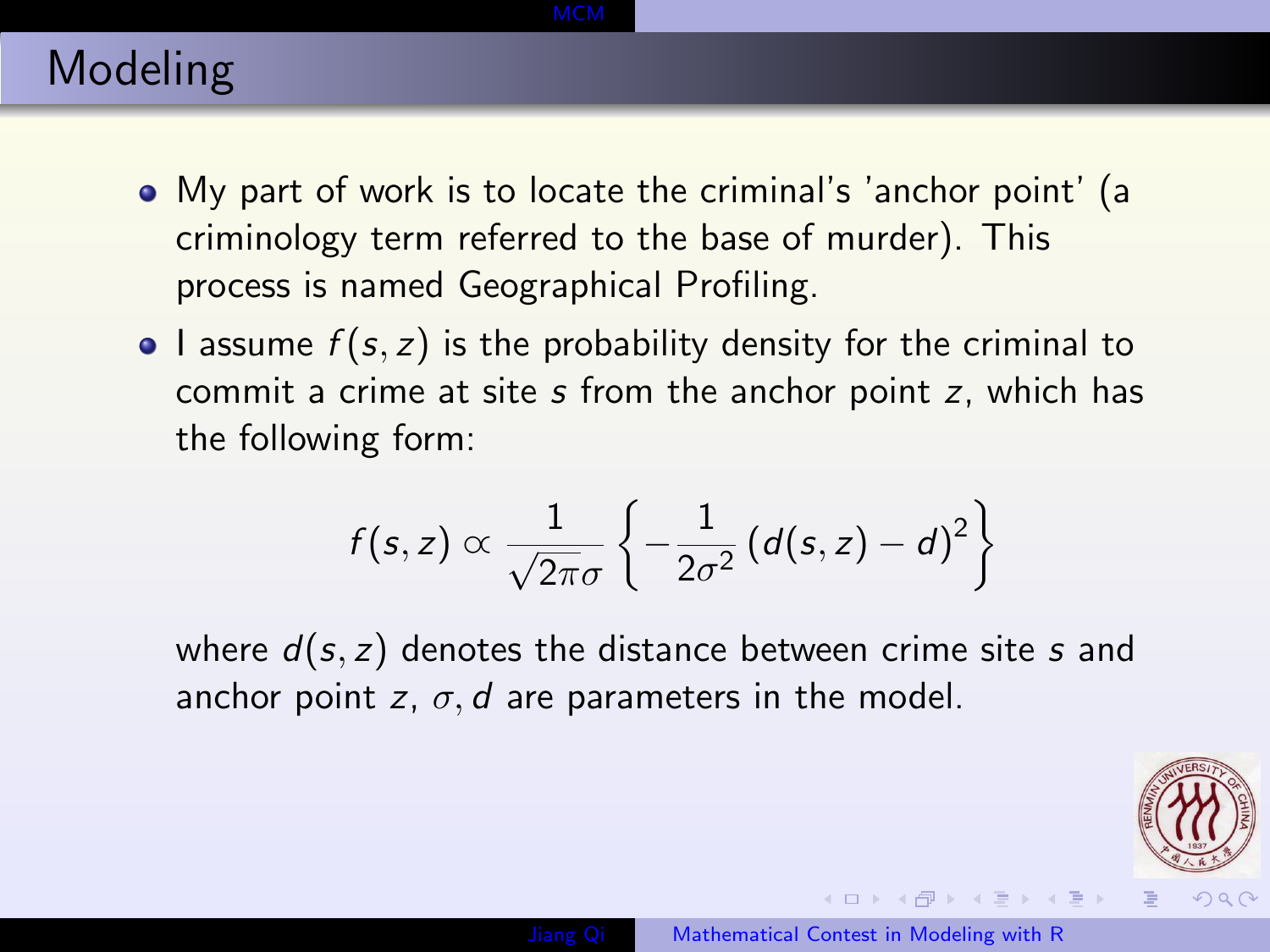# Modeling

- My part of work is to locate the criminal's 'anchor point' (a criminology term referred to the base of murder). This process is named Geographical Profiling.
- I assume $f(s, z)$ is the probability density for the criminal to commit a crime at site $s$ from the anchor point $z$, which has the following form:

$$f(s, z) \propto \frac{1}{\sqrt{2\pi}\sigma} \left\{ -\frac{1}{2\sigma^2} \left( d(s, z) - d \right)^2 \right\}$$

  where $d(s, z)$ denotes the distance between crime site $s$ and anchor point $z$, $\sigma, d$ are parameters in the model.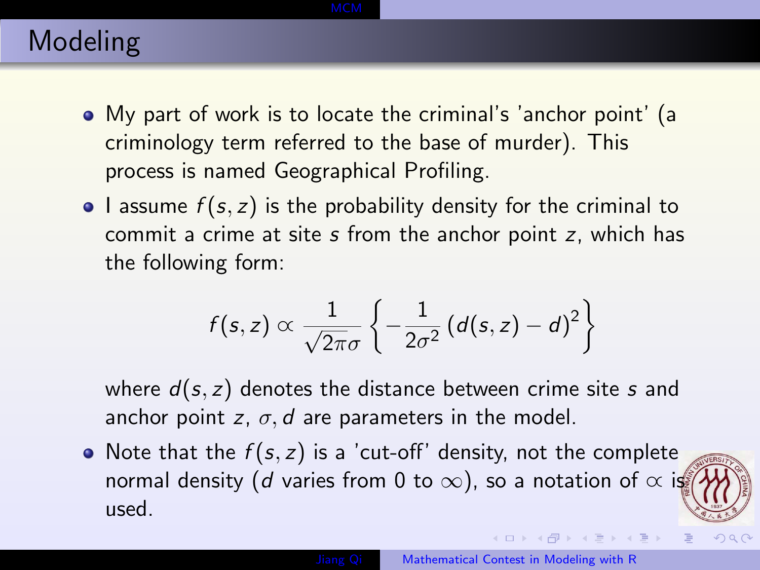# Modeling

- My part of work is to locate the criminal's 'anchor point' (a criminology term referred to the base of murder). This process is named Geographical Profiling.
- I assume $f(s, z)$ is the probability density for the criminal to commit a crime at site $s$ from the anchor point $z$, which has the following form:

$$f(s, z) \propto \frac{1}{\sqrt{2\pi}\sigma} \left\{ -\frac{1}{2\sigma^2} \left( d(s, z) - d \right)^2 \right\}$$

  where $d(s, z)$ denotes the distance between crime site $s$ and anchor point $z$, $\sigma, d$ are parameters in the model.
- Note that the $f(s, z)$ is a 'cut-off' density, not the complete normal density ($d$ varies from 0 to $\infty$), so a notation of $\propto$ is used.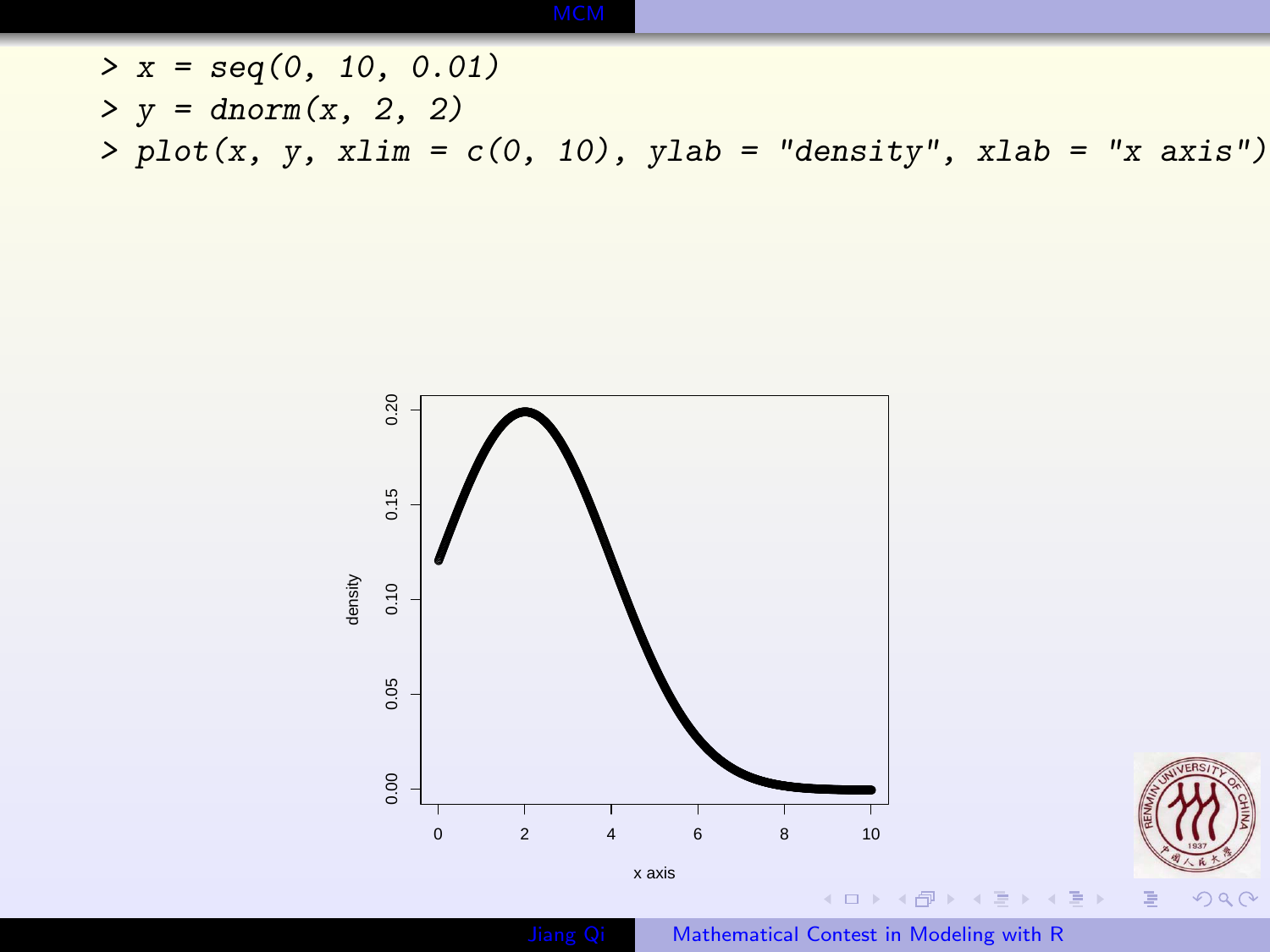```
> x = seq(0, 10, 0.01)
> y = dnorm(x, 2, 2)
> plot(x, y, xlim = c(0, 10), ylab = "density", xlab = "x axis")
```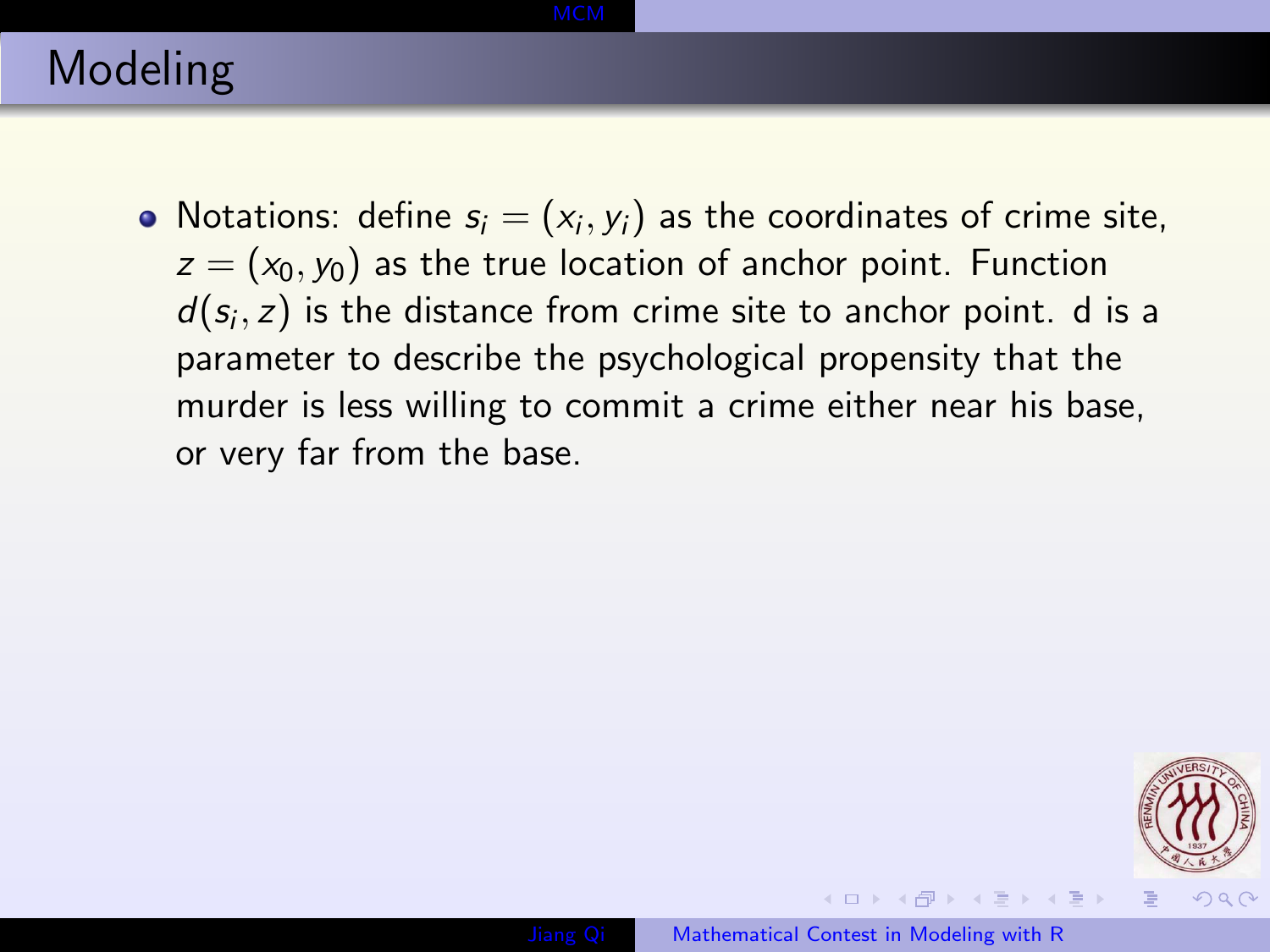# Modeling

- Notations: define $s_i = (x_i, y_i)$ as the coordinates of crime site, $z = (x_0, y_0)$ as the true location of anchor point. Function $d(s_i, z)$ is the distance from crime site to anchor point. d is a parameter to describe the psychological propensity that the murder is less willing to commit a crime either near his base, or very far from the base.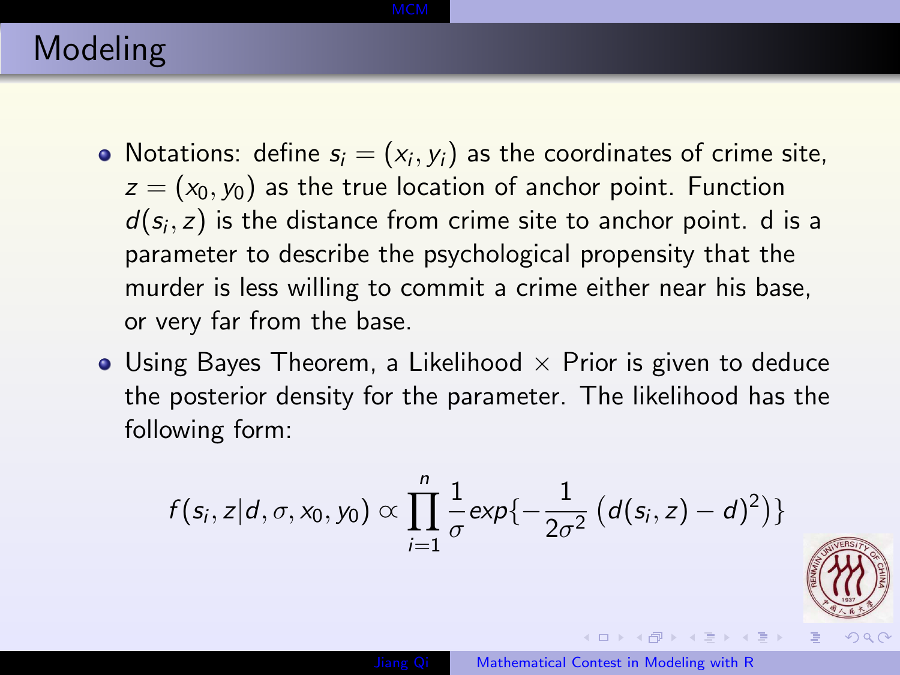## Modeling

- Notations: define $s_i = (x_i, y_i)$ as the coordinates of crime site, $z = (x_0, y_0)$ as the true location of anchor point. Function $d(s_i, z)$ is the distance from crime site to anchor point. d is a parameter to describe the psychological propensity that the murder is less willing to commit a crime either near his base, or very far from the base.
- Using Bayes Theorem, a Likelihood $\times$ Prior is given to deduce the posterior density for the parameter. The likelihood has the following form:

$$f(s_i, z|d, \sigma, x_0, y_0) \propto \prod_{i=1}^{n} \frac{1}{\sigma} exp\{-\frac{1}{2\sigma^2}\left(d(s_i, z) - d)^2\right)\}$$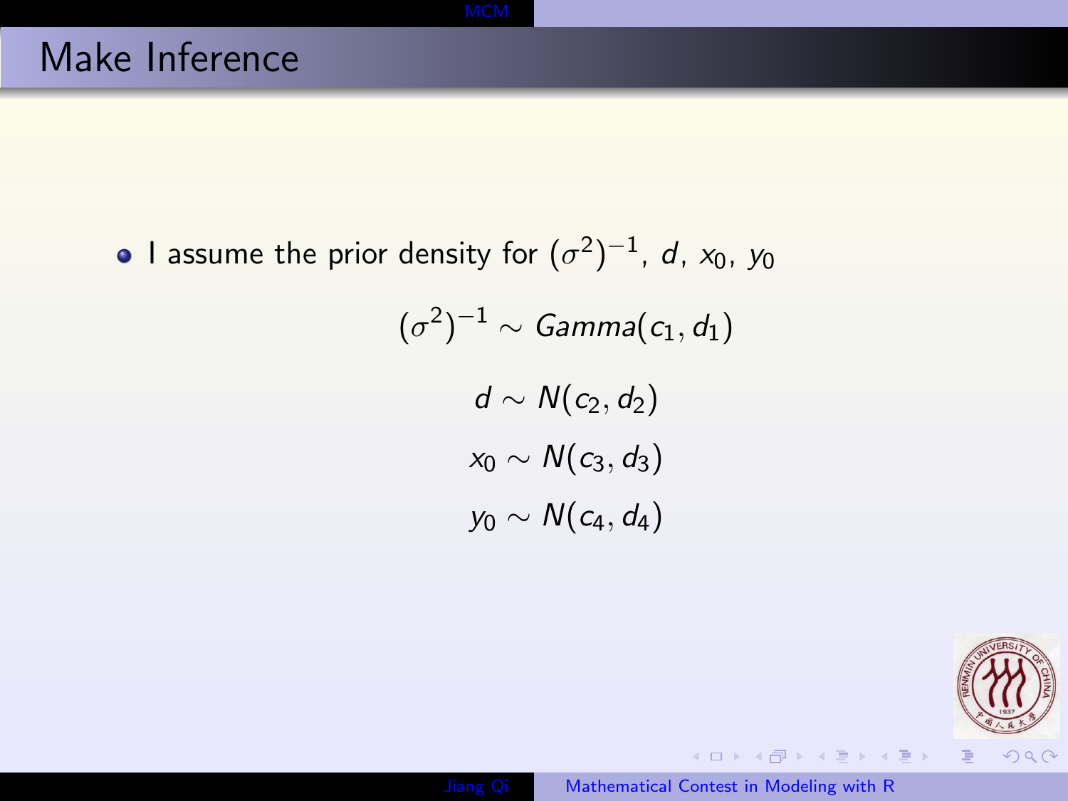# Make Inference

- I assume the prior density for $(\sigma^2)^{-1}$, $d$, $x_0$, $y_0$

$$(\sigma^2)^{-1} \sim Gamma(c_1, d_1)$$

$$d \sim N(c_2, d_2)$$

$$x_0 \sim N(c_3, d_3)$$

$$y_0 \sim N(c_4, d_4)$$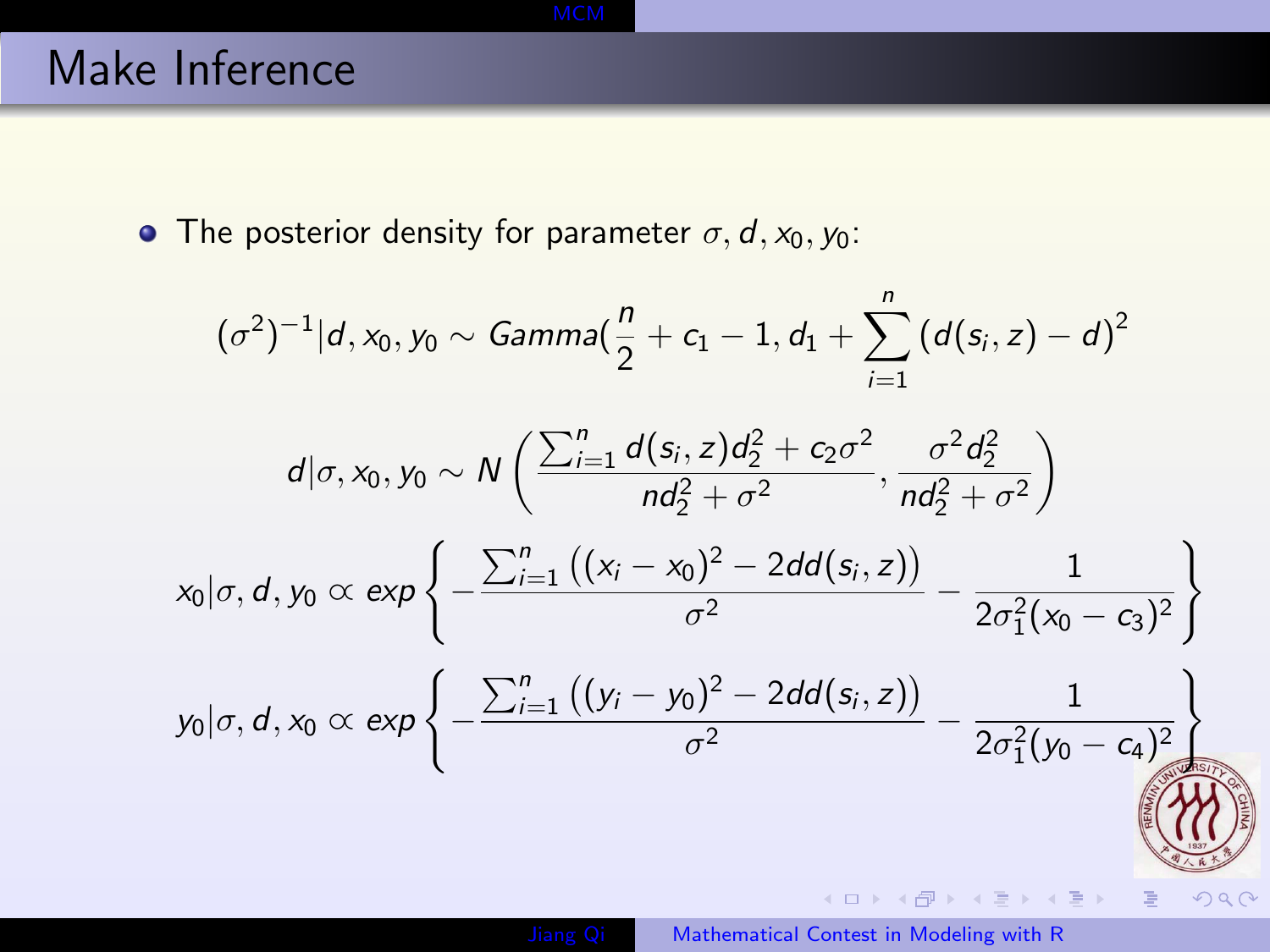# Make Inference

- The posterior density for parameter $\sigma, d, x_0, y_0$:

$$(\sigma^2)^{-1}|d, x_0, y_0 \sim Gamma(\frac{n}{2} + c_1 - 1, d_1 + \sum_{i=1}^{n} (d(s_i, z) - d)^2$$

$$d|\sigma, x_0, y_0 \sim N\left(\frac{\sum_{i=1}^{n} d(s_i, z) d_2^2 + c_2\sigma^2}{nd_2^2 + \sigma^2}, \frac{\sigma^2 d_2^2}{nd_2^2 + \sigma^2}\right)$$

$$x_0|\sigma, d, y_0 \propto exp\left\{-\frac{\sum_{i=1}^{n}\left((x_i - x_0)^2 - 2dd(s_i, z)\right)}{\sigma^2} - \frac{1}{2\sigma_1^2(x_0 - c_3)^2}\right\}$$

$$y_0|\sigma, d, x_0 \propto exp\left\{-\frac{\sum_{i=1}^{n}\left((y_i - y_0)^2 - 2dd(s_i, z)\right)}{\sigma^2} - \frac{1}{2\sigma_1^2(y_0 - c_4)^2}\right\}$$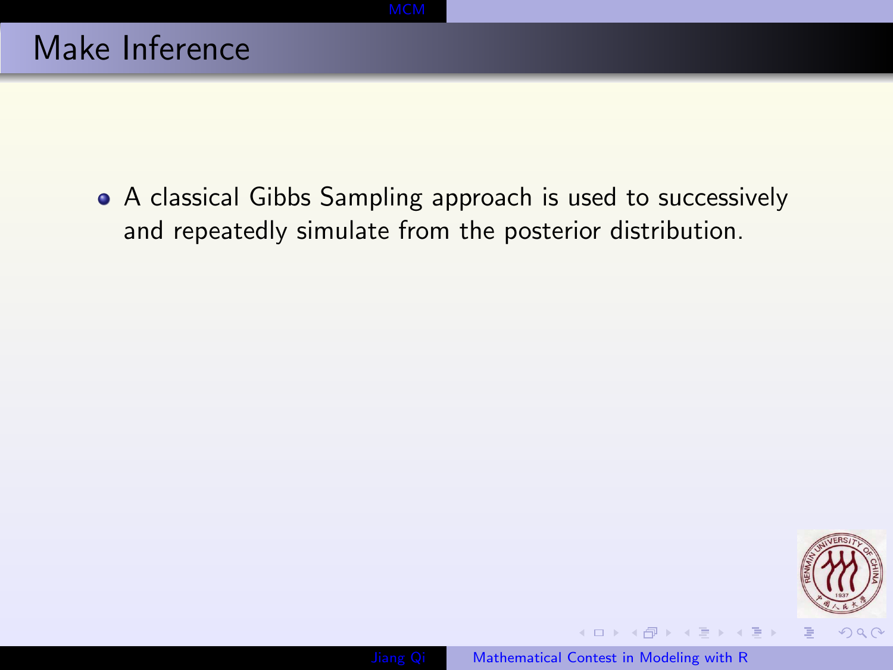# Make Inference

- A classical Gibbs Sampling approach is used to successively and repeatedly simulate from the posterior distribution.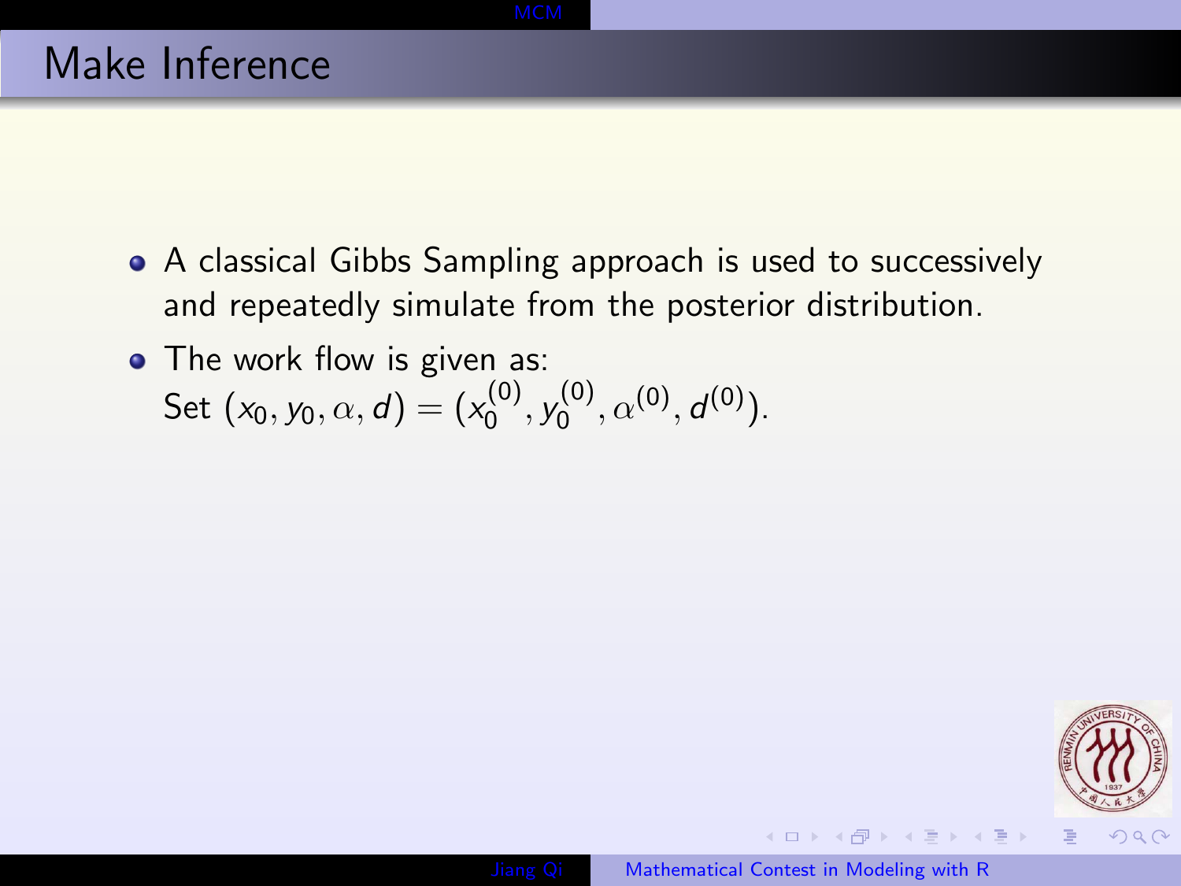# Make Inference

- A classical Gibbs Sampling approach is used to successively and repeatedly simulate from the posterior distribution.
- The work flow is given as:
  Set $(x_0, y_0, \alpha, d) = (x_0^{(0)}, y_0^{(0)}, \alpha^{(0)}, d^{(0)})$.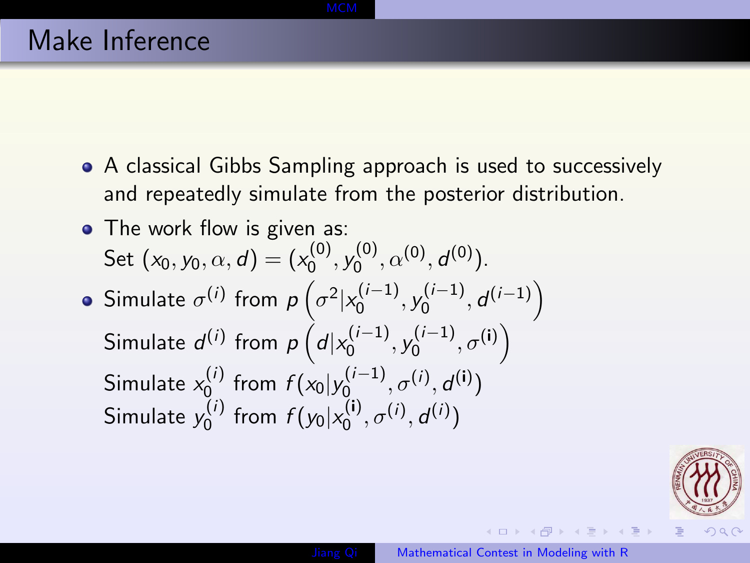# Make Inference

- A classical Gibbs Sampling approach is used to successively and repeatedly simulate from the posterior distribution.
- The work flow is given as:
  Set $(x_0, y_0, \alpha, d) = (x_0^{(0)}, y_0^{(0)}, \alpha^{(0)}, d^{(0)})$.
- Simulate $\sigma^{(i)}$ from $p\left(\sigma^2 | x_0^{(i-1)}, y_0^{(i-1)}, d^{(i-1)}\right)$
  Simulate $d^{(i)}$ from $p\left(d | x_0^{(i-1)}, y_0^{(i-1)}, \sigma^{(\mathbf{i})}\right)$
  Simulate $x_0^{(i)}$ from $f(x_0 | y_0^{(i-1)}, \sigma^{(i)}, d^{(\mathbf{i})})$
  Simulate $y_0^{(i)}$ from $f(y_0 | x_0^{(\mathbf{i})}, \sigma^{(i)}, d^{(i)})$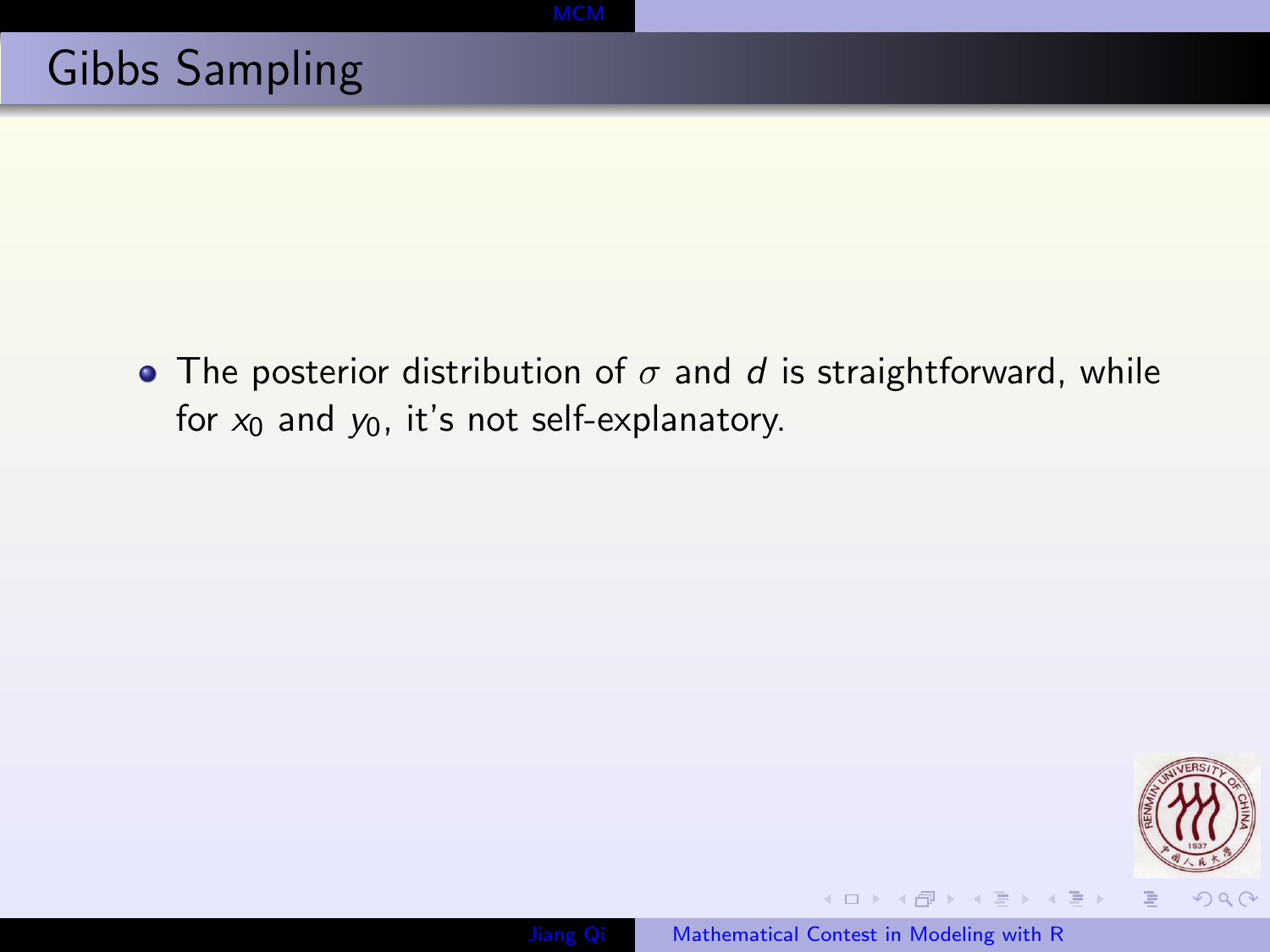# Gibbs Sampling

- The posterior distribution of $\sigma$ and $d$ is straightforward, while for $x_0$ and $y_0$, it's not self-explanatory.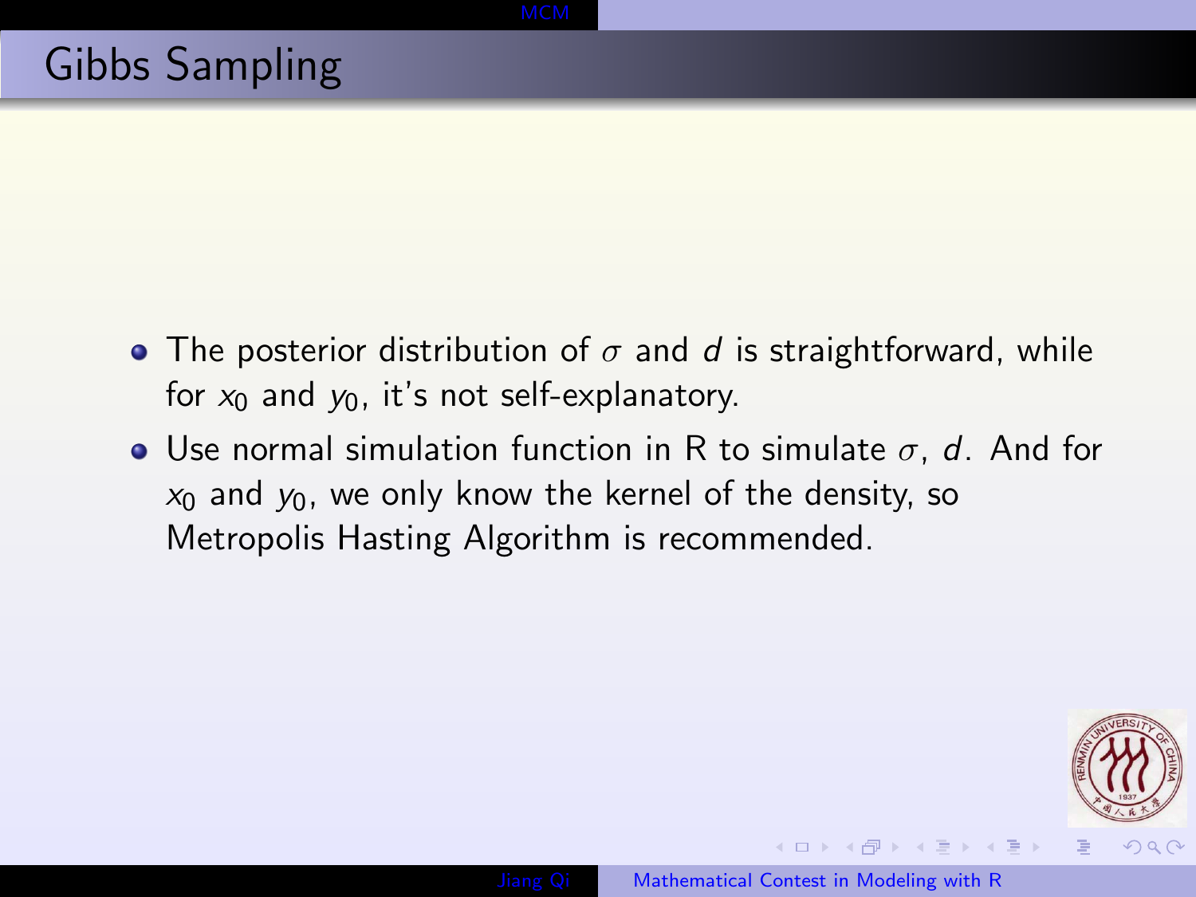# Gibbs Sampling

- The posterior distribution of $\sigma$ and $d$ is straightforward, while for $x_0$ and $y_0$, it's not self-explanatory.
- Use normal simulation function in R to simulate $\sigma$, $d$. And for $x_0$ and $y_0$, we only know the kernel of the density, so Metropolis Hasting Algorithm is recommended.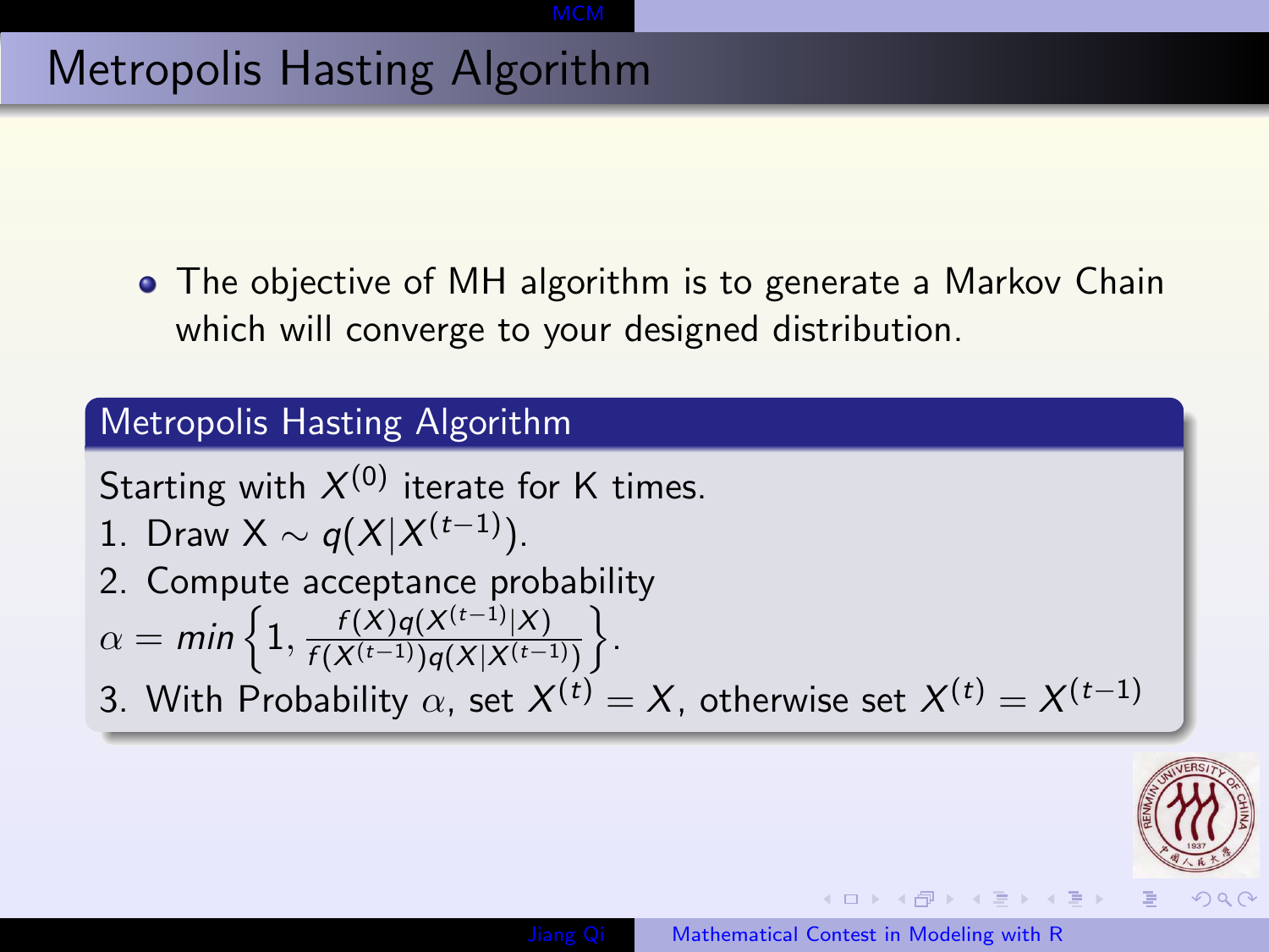# Metropolis Hasting Algorithm

- The objective of MH algorithm is to generate a Markov Chain which will converge to your designed distribution.

## Metropolis Hasting Algorithm

Starting with $X^{(0)}$ iterate for K times.

1. Draw X $\sim q(X|X^{(t-1)})$.
2. Compute acceptance probability
$\alpha = min\left\{1, \frac{f(X)q(X^{(t-1)}|X)}{f(X^{(t-1)})q(X|X^{(t-1)})}\right\}$.
3. With Probability $\alpha$, set $X^{(t)} = X$, otherwise set $X^{(t)} = X^{(t-1)}$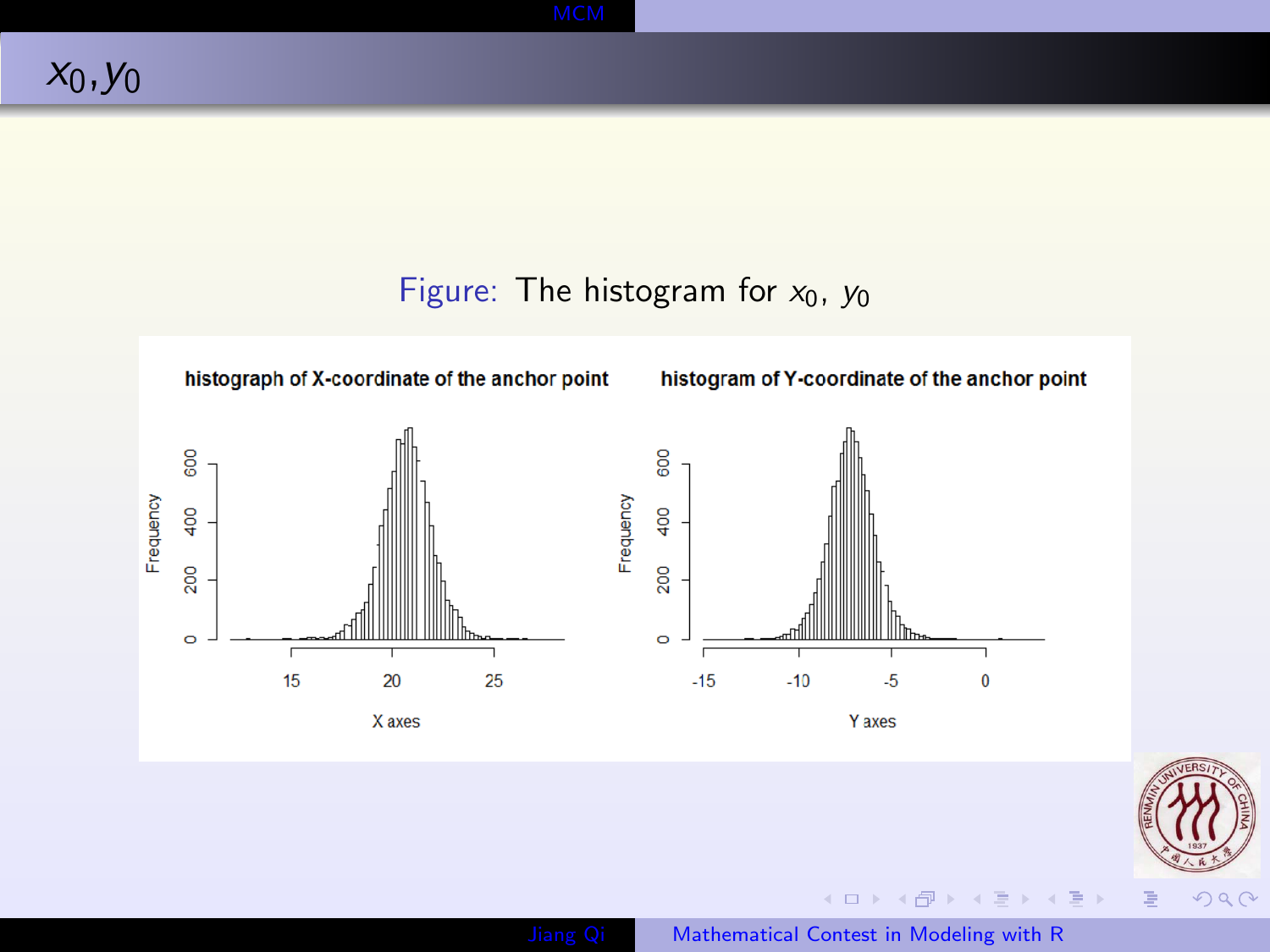# $x_0, y_0$

Figure: The histogram for $x_0$, $y_0$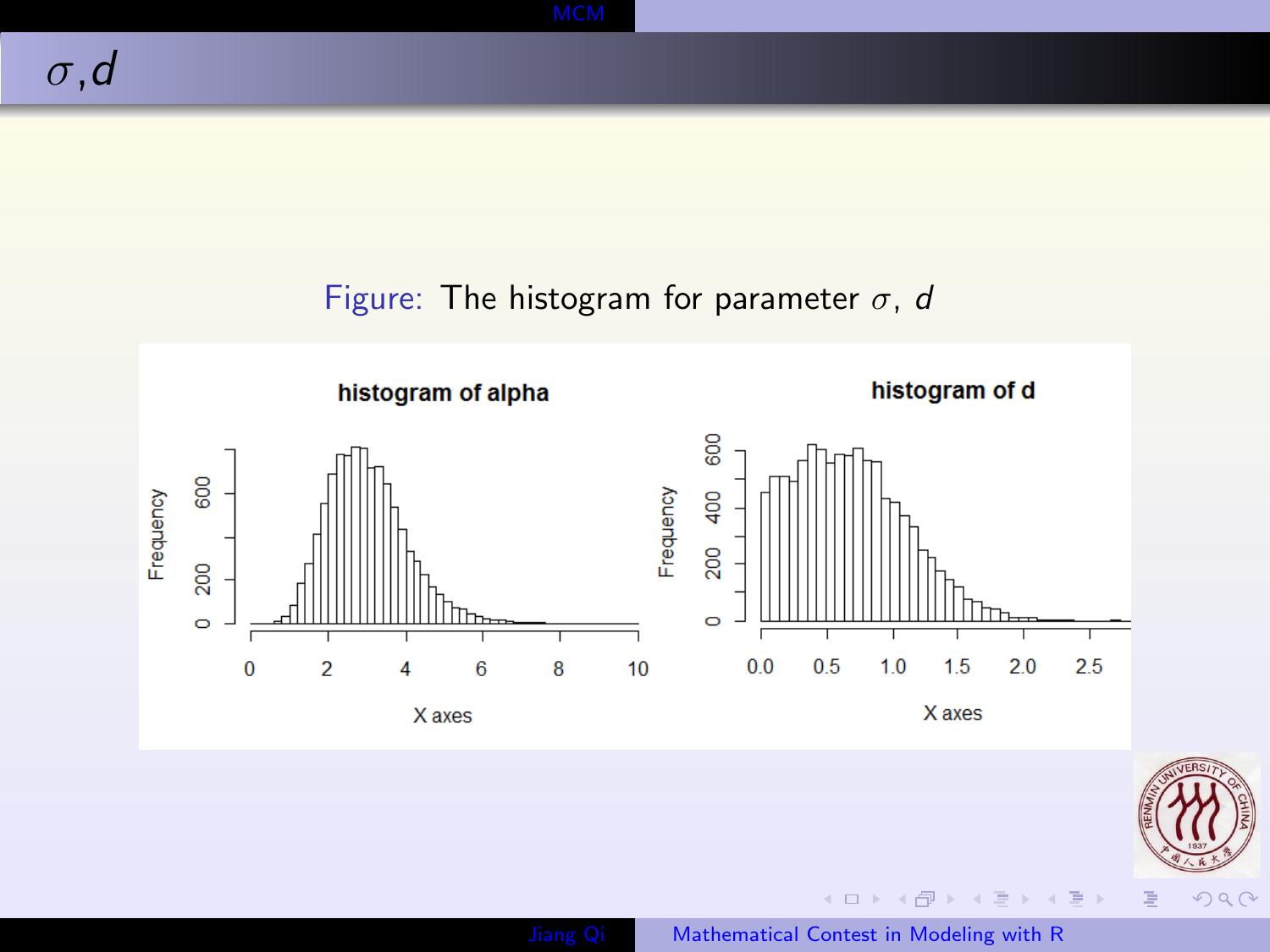# $\sigma$, $d$

Figure: The histogram for parameter $\sigma$, $d$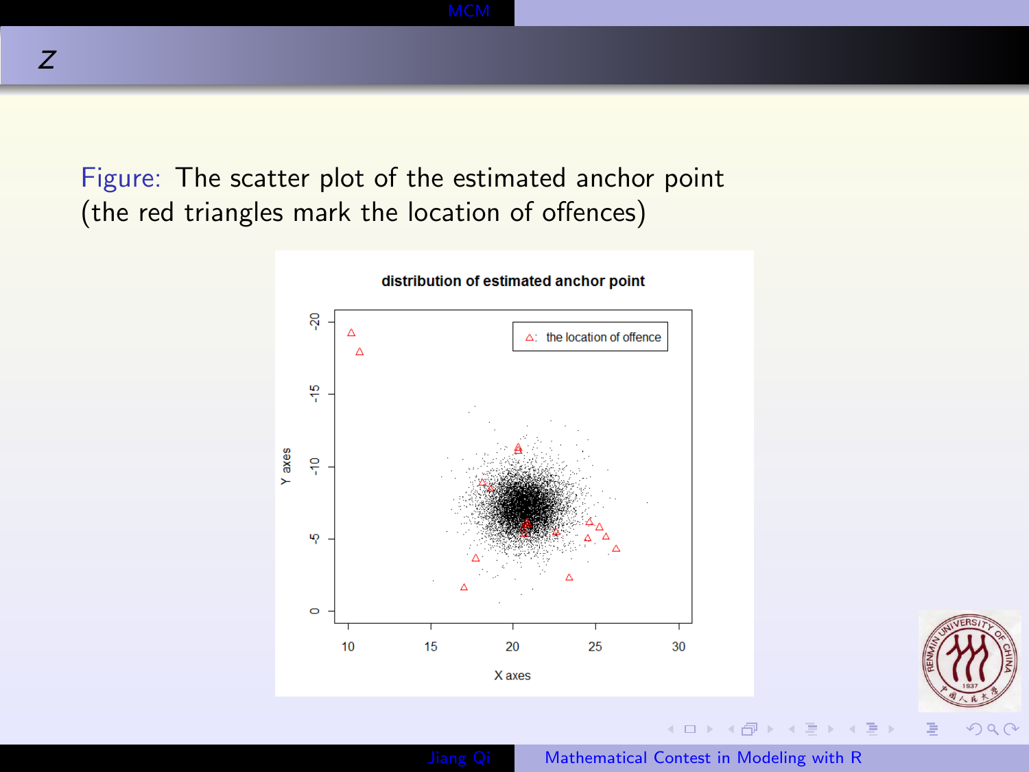## z

Figure: The scatter plot of the estimated anchor point (the red triangles mark the location of offences)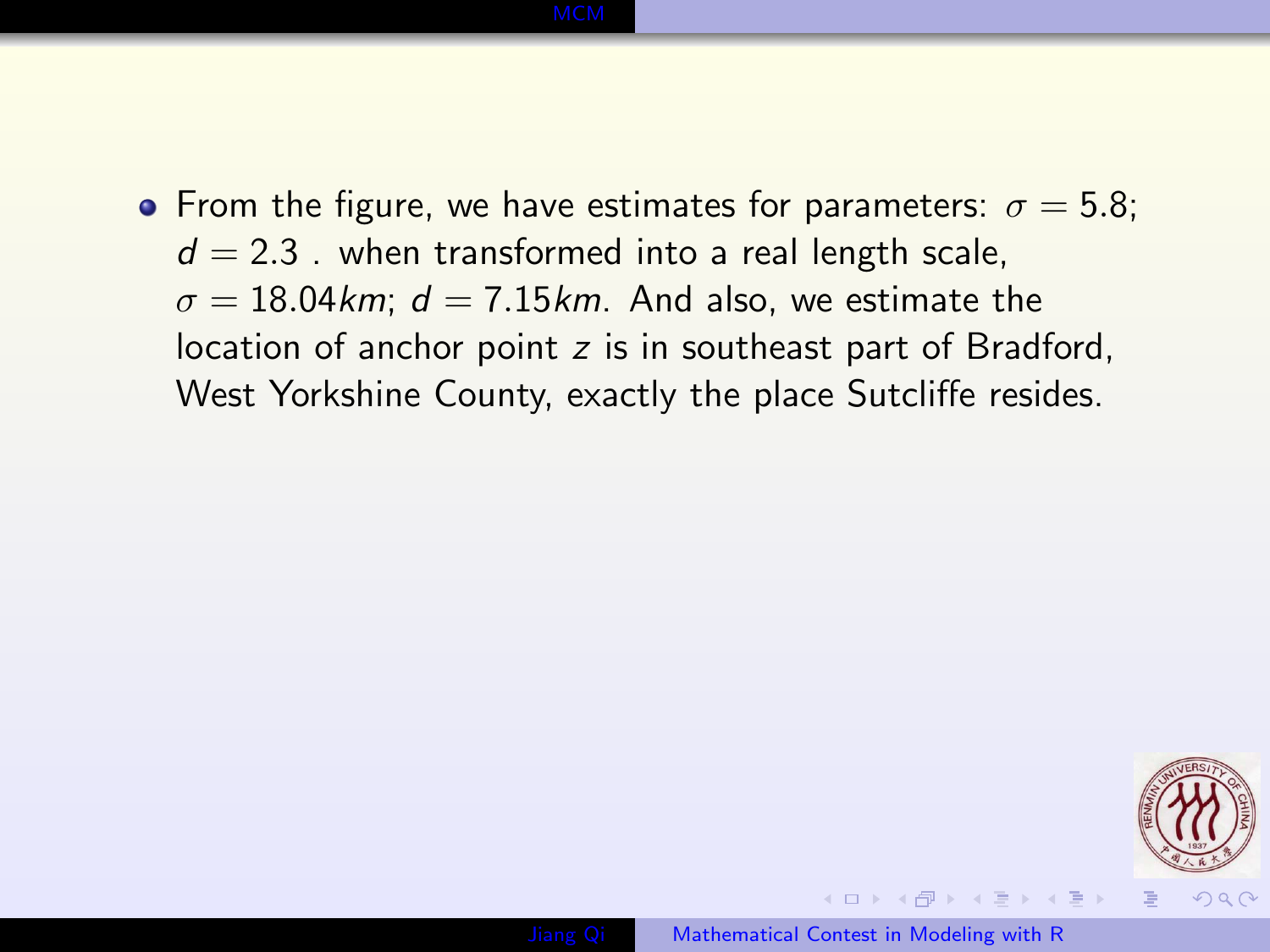- From the figure, we have estimates for parameters: $\sigma = 5.8$; $d = 2.3$ . when transformed into a real length scale, $\sigma = 18.04km$; $d = 7.15km$. And also, we estimate the location of anchor point $z$ is in southeast part of Bradford, West Yorkshine County, exactly the place Sutcliffe resides.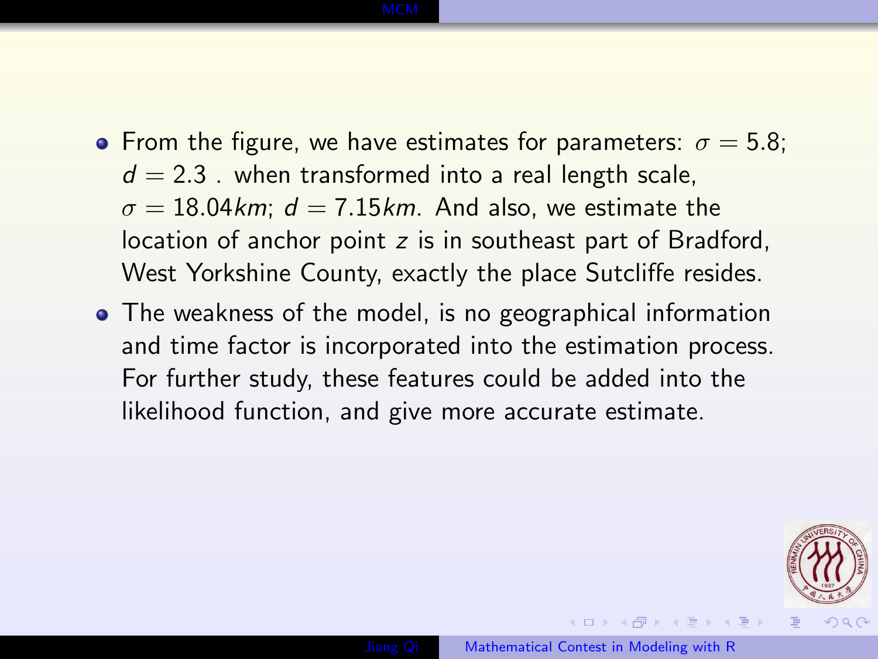- From the figure, we have estimates for parameters: $\sigma = 5.8$; $d = 2.3$ . when transformed into a real length scale, $\sigma = 18.04km$; $d = 7.15km$. And also, we estimate the location of anchor point $z$ is in southeast part of Bradford, West Yorkshine County, exactly the place Sutcliffe resides.
- The weakness of the model, is no geographical information and time factor is incorporated into the estimation process. For further study, these features could be added into the likelihood function, and give more accurate estimate.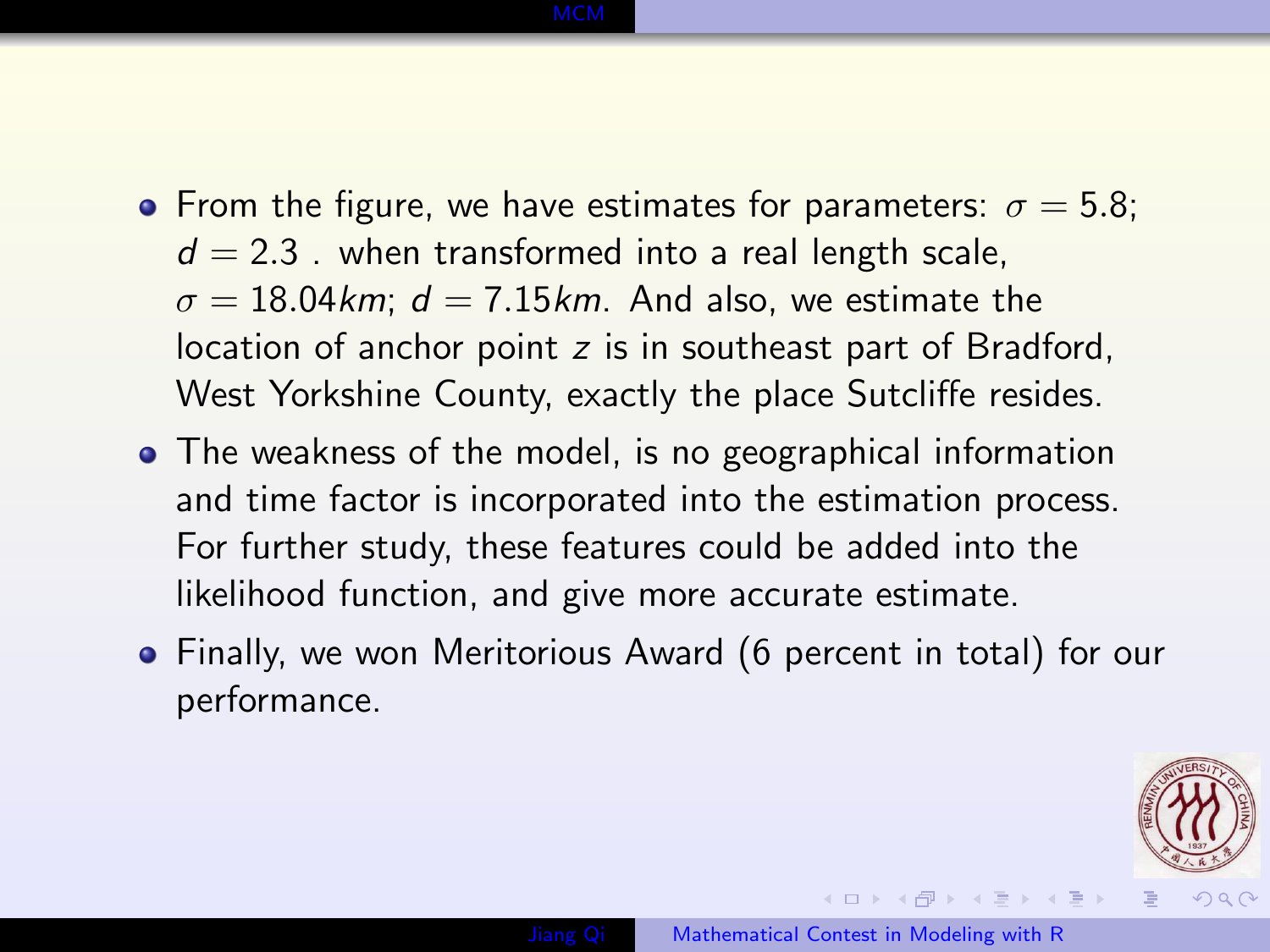- From the figure, we have estimates for parameters: $\sigma = 5.8$; $d = 2.3$ . when transformed into a real length scale, $\sigma = 18.04km$; $d = 7.15km$. And also, we estimate the location of anchor point $z$ is in southeast part of Bradford, West Yorkshine County, exactly the place Sutcliffe resides.
- The weakness of the model, is no geographical information and time factor is incorporated into the estimation process. For further study, these features could be added into the likelihood function, and give more accurate estimate.
- Finally, we won Meritorious Award (6 percent in total) for our performance.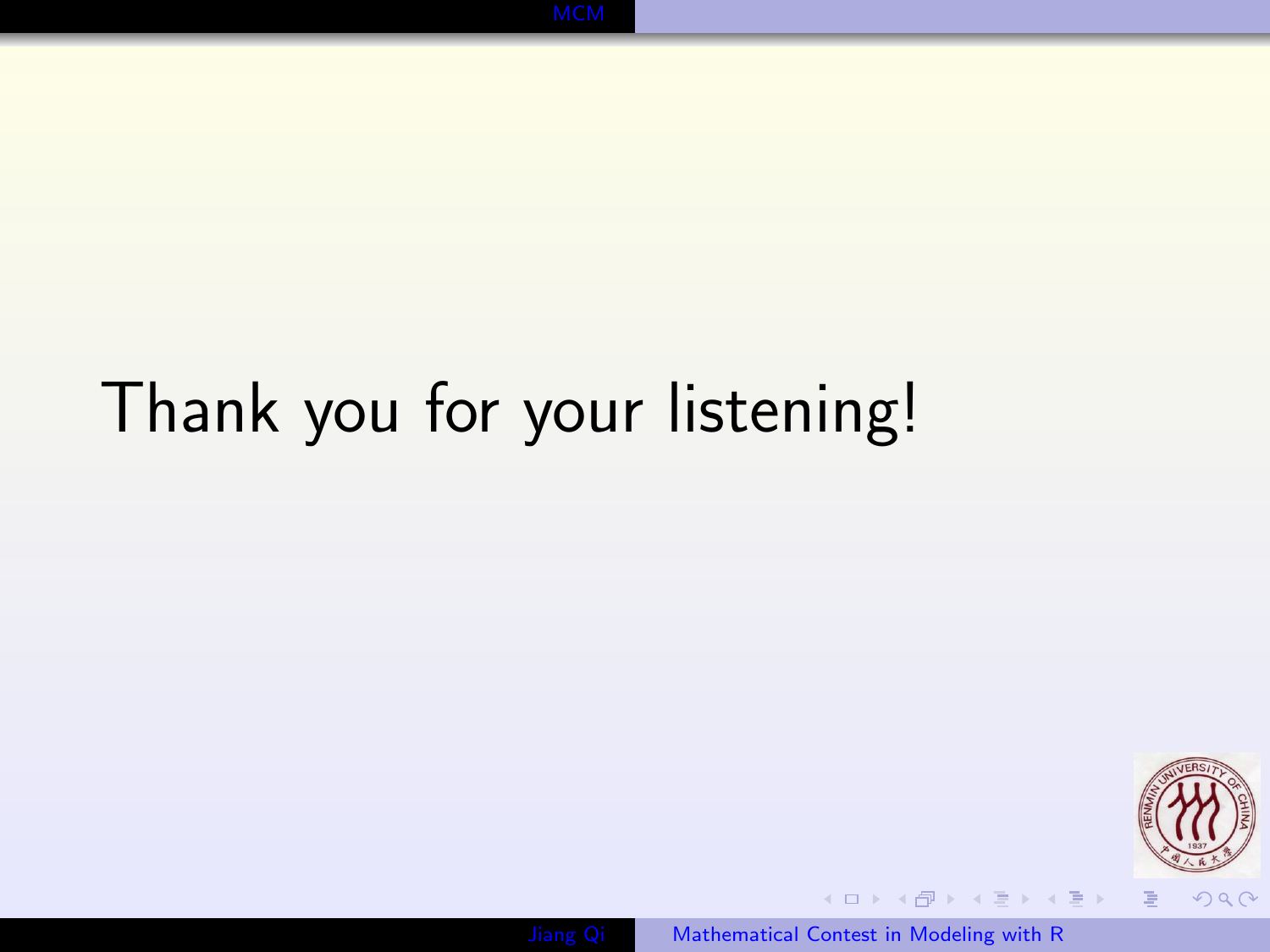Thank you for your listening!